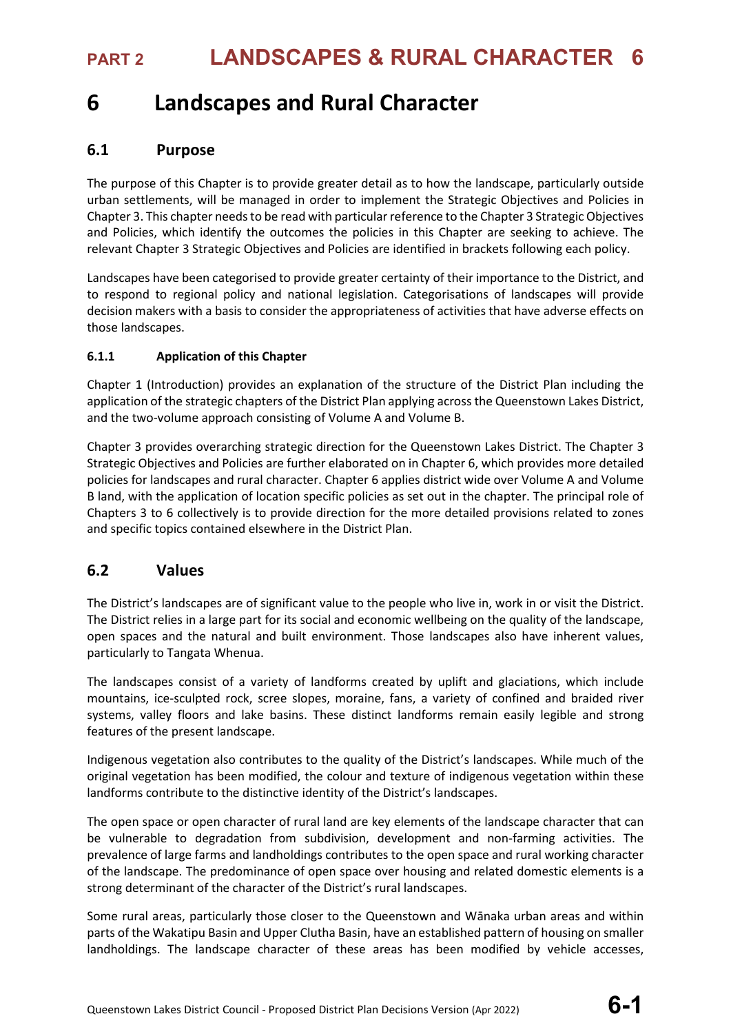# 6 Landscapes and Rural Character

## 6.1 Purpose

The purpose of this Chapter is to provide greater detail as to how the landscape, particularly outside urban settlements, will be managed in order to implement the Strategic Objectives and Policies in Chapter 3. This chapter needs to be read with particular reference to the Chapter 3 Strategic Objectives and Policies, which identify the outcomes the policies in this Chapter are seeking to achieve. The relevant Chapter 3 Strategic Objectives and Policies are identified in brackets following each policy.

Landscapes have been categorised to provide greater certainty of their importance to the District, and to respond to regional policy and national legislation. Categorisations of landscapes will provide decision makers with a basis to consider the appropriateness of activities that have adverse effects on those landscapes.

### 6.1.1 Application of this Chapter

Chapter 1 (Introduction) provides an explanation of the structure of the District Plan including the application of the strategic chapters of the District Plan applying across the Queenstown Lakes District, and the two-volume approach consisting of Volume A and Volume B.

Chapter 3 provides overarching strategic direction for the Queenstown Lakes District. The Chapter 3 Strategic Objectives and Policies are further elaborated on in Chapter 6, which provides more detailed policies for landscapes and rural character. Chapter 6 applies district wide over Volume A and Volume B land, with the application of location specific policies as set out in the chapter. The principal role of Chapters 3 to 6 collectively is to provide direction for the more detailed provisions related to zones and specific topics contained elsewhere in the District Plan.

## 6.2 Values

The District's landscapes are of significant value to the people who live in, work in or visit the District. The District relies in a large part for its social and economic wellbeing on the quality of the landscape, open spaces and the natural and built environment. Those landscapes also have inherent values, particularly to Tangata Whenua.

The landscapes consist of a variety of landforms created by uplift and glaciations, which include mountains, ice-sculpted rock, scree slopes, moraine, fans, a variety of confined and braided river systems, valley floors and lake basins. These distinct landforms remain easily legible and strong features of the present landscape.

Indigenous vegetation also contributes to the quality of the District's landscapes. While much of the original vegetation has been modified, the colour and texture of indigenous vegetation within these landforms contribute to the distinctive identity of the District's landscapes.

The open space or open character of rural land are key elements of the landscape character that can be vulnerable to degradation from subdivision, development and non-farming activities. The prevalence of large farms and landholdings contributes to the open space and rural working character of the landscape. The predominance of open space over housing and related domestic elements is a strong determinant of the character of the District's rural landscapes.

Some rural areas, particularly those closer to the Queenstown and Wānaka urban areas and within parts of the Wakatipu Basin and Upper Clutha Basin, have an established pattern of housing on smaller landholdings. The landscape character of these areas has been modified by vehicle accesses,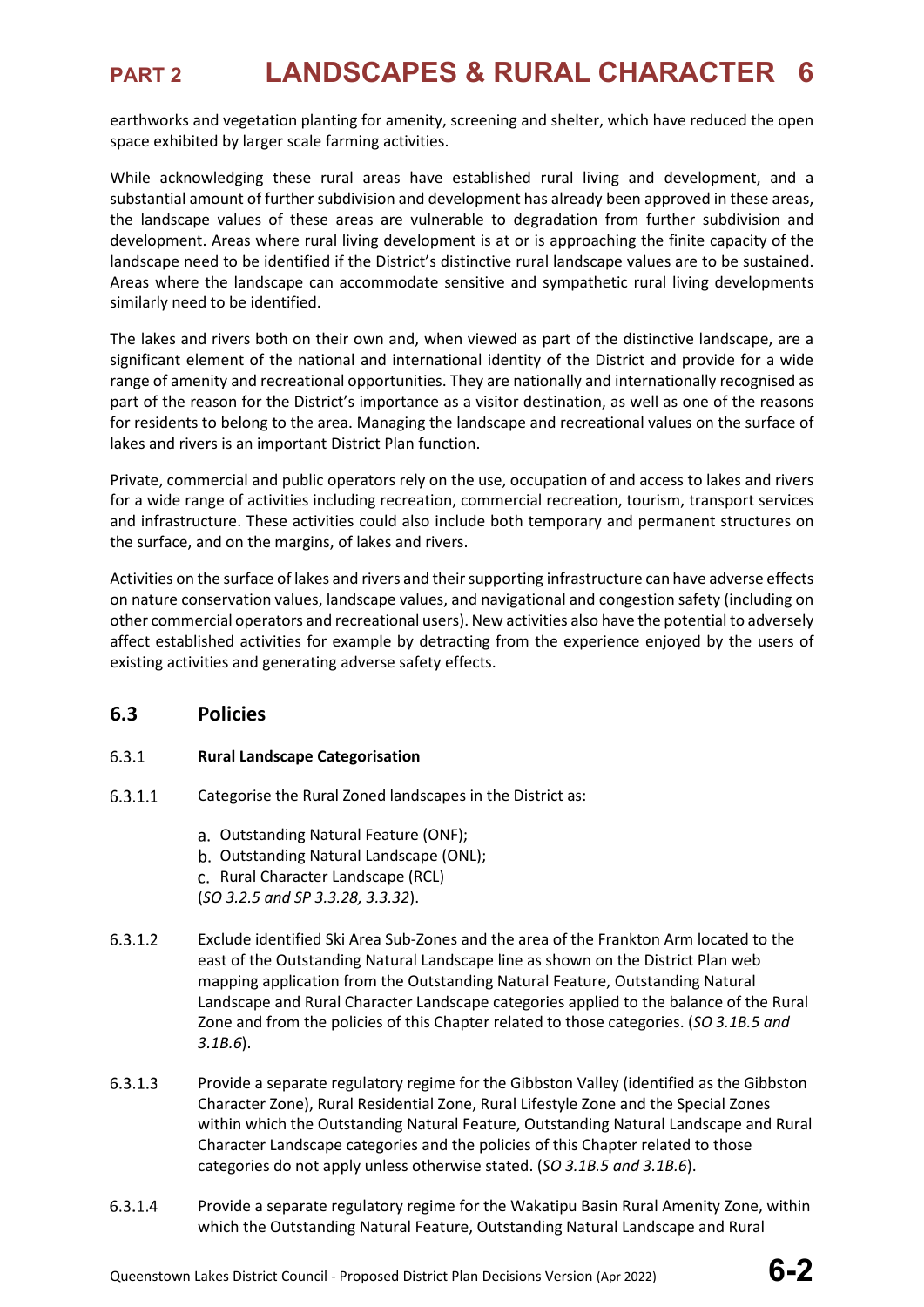earthworks and vegetation planting for amenity, screening and shelter, which have reduced the open space exhibited by larger scale farming activities.

While acknowledging these rural areas have established rural living and development, and a substantial amount of further subdivision and development has already been approved in these areas, the landscape values of these areas are vulnerable to degradation from further subdivision and development. Areas where rural living development is at or is approaching the finite capacity of the landscape need to be identified if the District's distinctive rural landscape values are to be sustained. Areas where the landscape can accommodate sensitive and sympathetic rural living developments similarly need to be identified.

The lakes and rivers both on their own and, when viewed as part of the distinctive landscape, are a significant element of the national and international identity of the District and provide for a wide range of amenity and recreational opportunities. They are nationally and internationally recognised as part of the reason for the District's importance as a visitor destination, as well as one of the reasons for residents to belong to the area. Managing the landscape and recreational values on the surface of lakes and rivers is an important District Plan function.

Private, commercial and public operators rely on the use, occupation of and access to lakes and rivers for a wide range of activities including recreation, commercial recreation, tourism, transport services and infrastructure. These activities could also include both temporary and permanent structures on the surface, and on the margins, of lakes and rivers.

Activities on the surface of lakes and rivers and their supporting infrastructure can have adverse effects on nature conservation values, landscape values, and navigational and congestion safety (including on other commercial operators and recreational users). New activities also have the potential to adversely affect established activities for example by detracting from the experience enjoyed by the users of existing activities and generating adverse safety effects.

## 6.3 Policies

### 6.3.1 Rural Landscape Categorisation

6.3.1.1 Categorise the Rural Zoned landscapes in the District as:

a. Outstanding Natural Feature (ONF);
b. Outstanding Natural Landscape (ONL);
c. Rural Character Landscape (RCL)
(*SO 3.2.5 and SP 3.3.28, 3.3.32*).

6.3.1.2 Exclude identified Ski Area Sub-Zones and the area of the Frankton Arm located to the east of the Outstanding Natural Landscape line as shown on the District Plan web mapping application from the Outstanding Natural Feature, Outstanding Natural Landscape and Rural Character Landscape categories applied to the balance of the Rural Zone and from the policies of this Chapter related to those categories. (*SO 3.1B.5 and 3.1B.6*).

6.3.1.3 Provide a separate regulatory regime for the Gibbston Valley (identified as the Gibbston Character Zone), Rural Residential Zone, Rural Lifestyle Zone and the Special Zones within which the Outstanding Natural Feature, Outstanding Natural Landscape and Rural Character Landscape categories and the policies of this Chapter related to those categories do not apply unless otherwise stated. (*SO 3.1B.5 and 3.1B.6*).

6.3.1.4 Provide a separate regulatory regime for the Wakatipu Basin Rural Amenity Zone, within which the Outstanding Natural Feature, Outstanding Natural Landscape and Rural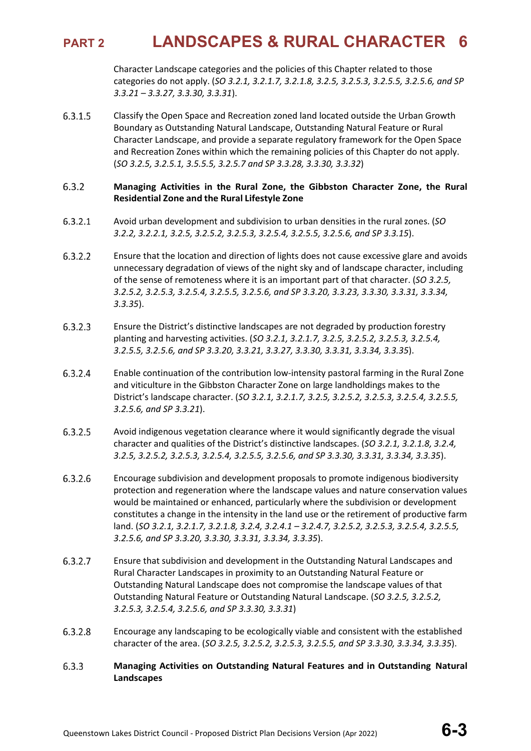Character Landscape categories and the policies of this Chapter related to those categories do not apply. (*SO 3.2.1, 3.2.1.7, 3.2.1.8, 3.2.5, 3.2.5.3, 3.2.5.5, 3.2.5.6, and SP 3.3.21 – 3.3.27, 3.3.30, 3.3.31*).

6.3.1.5 Classify the Open Space and Recreation zoned land located outside the Urban Growth Boundary as Outstanding Natural Landscape, Outstanding Natural Feature or Rural Character Landscape, and provide a separate regulatory framework for the Open Space and Recreation Zones within which the remaining policies of this Chapter do not apply. (*SO 3.2.5, 3.2.5.1, 3.5.5.5, 3.2.5.7 and SP 3.3.28, 3.3.30, 3.3.32*)

### 6.3.2 Managing Activities in the Rural Zone, the Gibbston Character Zone, the Rural Residential Zone and the Rural Lifestyle Zone

6.3.2.1 Avoid urban development and subdivision to urban densities in the rural zones. (*SO 3.2.2, 3.2.2.1, 3.2.5, 3.2.5.2, 3.2.5.3, 3.2.5.4, 3.2.5.5, 3.2.5.6, and SP 3.3.15*).

6.3.2.2 Ensure that the location and direction of lights does not cause excessive glare and avoids unnecessary degradation of views of the night sky and of landscape character, including of the sense of remoteness where it is an important part of that character. (*SO 3.2.5, 3.2.5.2, 3.2.5.3, 3.2.5.4, 3.2.5.5, 3.2.5.6, and SP 3.3.20, 3.3.23, 3.3.30, 3.3.31, 3.3.34, 3.3.35*).

6.3.2.3 Ensure the District's distinctive landscapes are not degraded by production forestry planting and harvesting activities. (*SO 3.2.1, 3.2.1.7, 3.2.5, 3.2.5.2, 3.2.5.3, 3.2.5.4, 3.2.5.5, 3.2.5.6, and SP 3.3.20, 3.3.21, 3.3.27, 3.3.30, 3.3.31, 3.3.34, 3.3.35*).

6.3.2.4 Enable continuation of the contribution low-intensity pastoral farming in the Rural Zone and viticulture in the Gibbston Character Zone on large landholdings makes to the District's landscape character. (*SO 3.2.1, 3.2.1.7, 3.2.5, 3.2.5.2, 3.2.5.3, 3.2.5.4, 3.2.5.5, 3.2.5.6, and SP 3.3.21*).

6.3.2.5 Avoid indigenous vegetation clearance where it would significantly degrade the visual character and qualities of the District's distinctive landscapes. (*SO 3.2.1, 3.2.1.8, 3.2.4, 3.2.5, 3.2.5.2, 3.2.5.3, 3.2.5.4, 3.2.5.5, 3.2.5.6, and SP 3.3.30, 3.3.31, 3.3.34, 3.3.35*).

6.3.2.6 Encourage subdivision and development proposals to promote indigenous biodiversity protection and regeneration where the landscape values and nature conservation values would be maintained or enhanced, particularly where the subdivision or development constitutes a change in the intensity in the land use or the retirement of productive farm land. (*SO 3.2.1, 3.2.1.7, 3.2.1.8, 3.2.4, 3.2.4.1 – 3.2.4.7, 3.2.5.2, 3.2.5.3, 3.2.5.4, 3.2.5.5, 3.2.5.6, and SP 3.3.20, 3.3.30, 3.3.31, 3.3.34, 3.3.35*).

6.3.2.7 Ensure that subdivision and development in the Outstanding Natural Landscapes and Rural Character Landscapes in proximity to an Outstanding Natural Feature or Outstanding Natural Landscape does not compromise the landscape values of that Outstanding Natural Feature or Outstanding Natural Landscape. (*SO 3.2.5, 3.2.5.2, 3.2.5.3, 3.2.5.4, 3.2.5.6, and SP 3.3.30, 3.3.31*)

6.3.2.8 Encourage any landscaping to be ecologically viable and consistent with the established character of the area. (*SO 3.2.5, 3.2.5.2, 3.2.5.3, 3.2.5.5, and SP 3.3.30, 3.3.34, 3.3.35*).

### 6.3.3 Managing Activities on Outstanding Natural Features and in Outstanding Natural Landscapes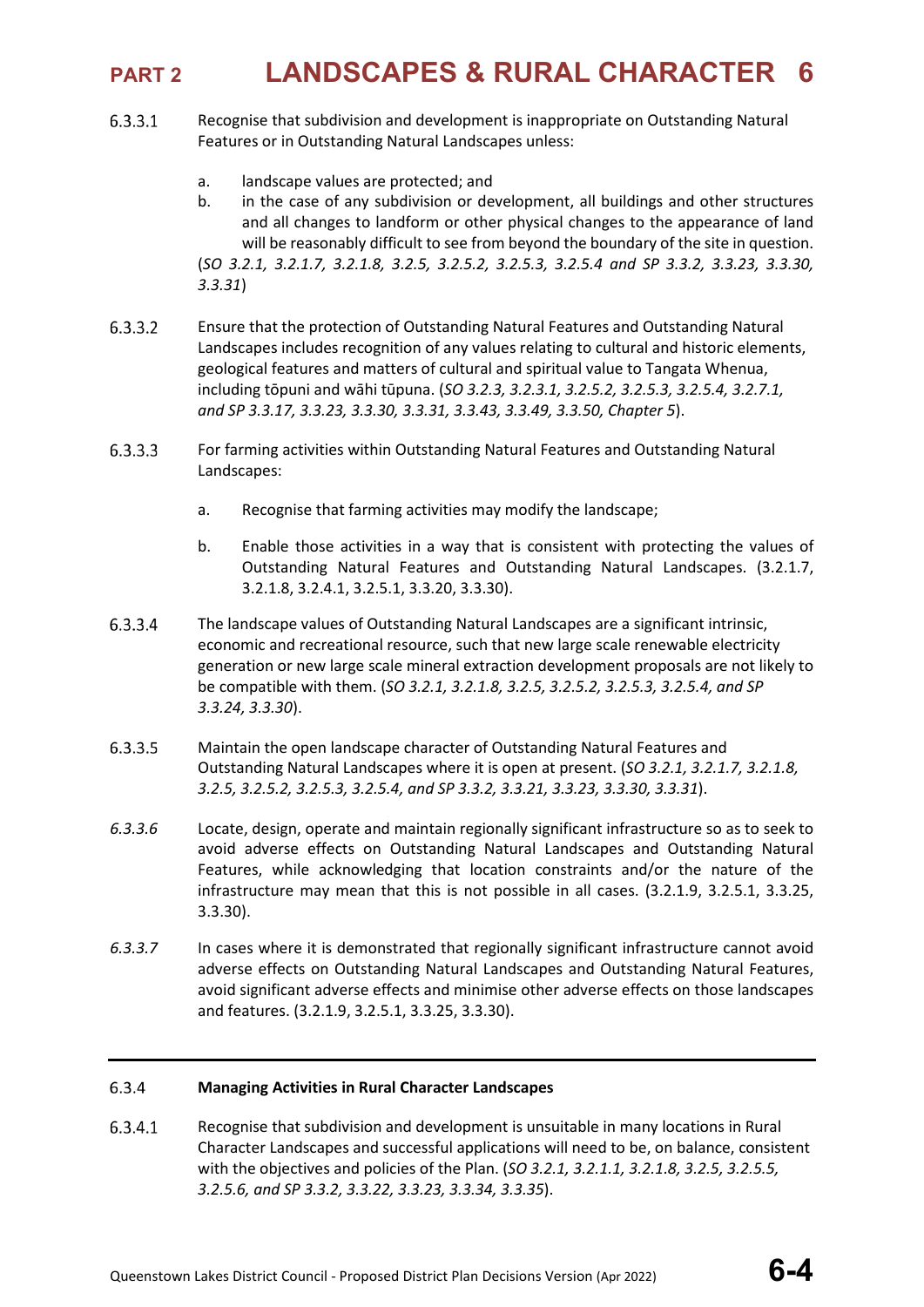6.3.3.1 Recognise that subdivision and development is inappropriate on Outstanding Natural Features or in Outstanding Natural Landscapes unless:

a. landscape values are protected; and

b. in the case of any subdivision or development, all buildings and other structures and all changes to landform or other physical changes to the appearance of land will be reasonably difficult to see from beyond the boundary of the site in question.

(*SO 3.2.1, 3.2.1.7, 3.2.1.8, 3.2.5, 3.2.5.2, 3.2.5.3, 3.2.5.4 and SP 3.3.2, 3.3.23, 3.3.30, 3.3.31*)

6.3.3.2 Ensure that the protection of Outstanding Natural Features and Outstanding Natural Landscapes includes recognition of any values relating to cultural and historic elements, geological features and matters of cultural and spiritual value to Tangata Whenua, including tōpuni and wāhi tūpuna. (*SO 3.2.3, 3.2.3.1, 3.2.5.2, 3.2.5.3, 3.2.5.4, 3.2.7.1, and SP 3.3.17, 3.3.23, 3.3.30, 3.3.31, 3.3.43, 3.3.49, 3.3.50, Chapter 5*).

6.3.3.3 For farming activities within Outstanding Natural Features and Outstanding Natural Landscapes:

a. Recognise that farming activities may modify the landscape;

b. Enable those activities in a way that is consistent with protecting the values of Outstanding Natural Features and Outstanding Natural Landscapes. (3.2.1.7, 3.2.1.8, 3.2.4.1, 3.2.5.1, 3.3.20, 3.3.30).

6.3.3.4 The landscape values of Outstanding Natural Landscapes are a significant intrinsic, economic and recreational resource, such that new large scale renewable electricity generation or new large scale mineral extraction development proposals are not likely to be compatible with them. (*SO 3.2.1, 3.2.1.8, 3.2.5, 3.2.5.2, 3.2.5.3, 3.2.5.4, and SP 3.3.24, 3.3.30*).

6.3.3.5 Maintain the open landscape character of Outstanding Natural Features and Outstanding Natural Landscapes where it is open at present. (*SO 3.2.1, 3.2.1.7, 3.2.1.8, 3.2.5, 3.2.5.2, 3.2.5.3, 3.2.5.4, and SP 3.3.2, 3.3.21, 3.3.23, 3.3.30, 3.3.31*).

*6.3.3.6* Locate, design, operate and maintain regionally significant infrastructure so as to seek to avoid adverse effects on Outstanding Natural Landscapes and Outstanding Natural Features, while acknowledging that location constraints and/or the nature of the infrastructure may mean that this is not possible in all cases. (3.2.1.9, 3.2.5.1, 3.3.25, 3.3.30).

*6.3.3.7* In cases where it is demonstrated that regionally significant infrastructure cannot avoid adverse effects on Outstanding Natural Landscapes and Outstanding Natural Features, avoid significant adverse effects and minimise other adverse effects on those landscapes and features. (3.2.1.9, 3.2.5.1, 3.3.25, 3.3.30).

---

### 6.3.4 Managing Activities in Rural Character Landscapes

6.3.4.1 Recognise that subdivision and development is unsuitable in many locations in Rural Character Landscapes and successful applications will need to be, on balance, consistent with the objectives and policies of the Plan. (*SO 3.2.1, 3.2.1.1, 3.2.1.8, 3.2.5, 3.2.5.5, 3.2.5.6, and SP 3.3.2, 3.3.22, 3.3.23, 3.3.34, 3.3.35*).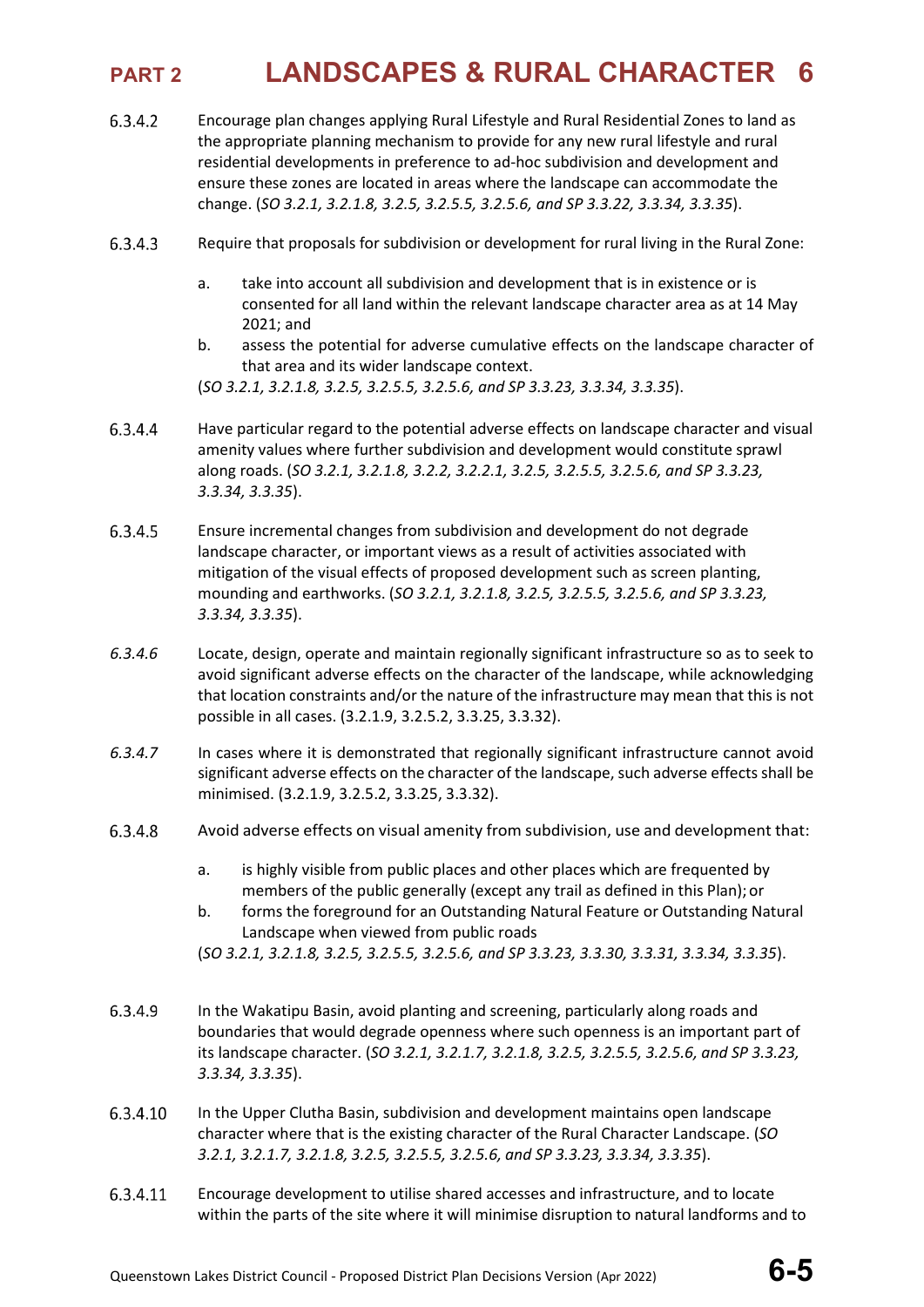6.3.4.2 Encourage plan changes applying Rural Lifestyle and Rural Residential Zones to land as the appropriate planning mechanism to provide for any new rural lifestyle and rural residential developments in preference to ad-hoc subdivision and development and ensure these zones are located in areas where the landscape can accommodate the change. (*SO 3.2.1, 3.2.1.8, 3.2.5, 3.2.5.5, 3.2.5.6, and SP 3.3.22, 3.3.34, 3.3.35*).

6.3.4.3 Require that proposals for subdivision or development for rural living in the Rural Zone:

a. take into account all subdivision and development that is in existence or is consented for all land within the relevant landscape character area as at 14 May 2021; and

b. assess the potential for adverse cumulative effects on the landscape character of that area and its wider landscape context.

(*SO 3.2.1, 3.2.1.8, 3.2.5, 3.2.5.5, 3.2.5.6, and SP 3.3.23, 3.3.34, 3.3.35*).

6.3.4.4 Have particular regard to the potential adverse effects on landscape character and visual amenity values where further subdivision and development would constitute sprawl along roads. (*SO 3.2.1, 3.2.1.8, 3.2.2, 3.2.2.1, 3.2.5, 3.2.5.5, 3.2.5.6, and SP 3.3.23, 3.3.34, 3.3.35*).

6.3.4.5 Ensure incremental changes from subdivision and development do not degrade landscape character, or important views as a result of activities associated with mitigation of the visual effects of proposed development such as screen planting, mounding and earthworks. (*SO 3.2.1, 3.2.1.8, 3.2.5, 3.2.5.5, 3.2.5.6, and SP 3.3.23, 3.3.34, 3.3.35*).

*6.3.4.6* Locate, design, operate and maintain regionally significant infrastructure so as to seek to avoid significant adverse effects on the character of the landscape, while acknowledging that location constraints and/or the nature of the infrastructure may mean that this is not possible in all cases. (3.2.1.9, 3.2.5.2, 3.3.25, 3.3.32).

*6.3.4.7* In cases where it is demonstrated that regionally significant infrastructure cannot avoid significant adverse effects on the character of the landscape, such adverse effects shall be minimised. (3.2.1.9, 3.2.5.2, 3.3.25, 3.3.32).

6.3.4.8 Avoid adverse effects on visual amenity from subdivision, use and development that:

a. is highly visible from public places and other places which are frequented by members of the public generally (except any trail as defined in this Plan); or

b. forms the foreground for an Outstanding Natural Feature or Outstanding Natural Landscape when viewed from public roads

(*SO 3.2.1, 3.2.1.8, 3.2.5, 3.2.5.5, 3.2.5.6, and SP 3.3.23, 3.3.30, 3.3.31, 3.3.34, 3.3.35*).

6.3.4.9 In the Wakatipu Basin, avoid planting and screening, particularly along roads and boundaries that would degrade openness where such openness is an important part of its landscape character. (*SO 3.2.1, 3.2.1.7, 3.2.1.8, 3.2.5, 3.2.5.5, 3.2.5.6, and SP 3.3.23, 3.3.34, 3.3.35*).

6.3.4.10 In the Upper Clutha Basin, subdivision and development maintains open landscape character where that is the existing character of the Rural Character Landscape. (*SO 3.2.1, 3.2.1.7, 3.2.1.8, 3.2.5, 3.2.5.5, 3.2.5.6, and SP 3.3.23, 3.3.34, 3.3.35*).

6.3.4.11 Encourage development to utilise shared accesses and infrastructure, and to locate within the parts of the site where it will minimise disruption to natural landforms and to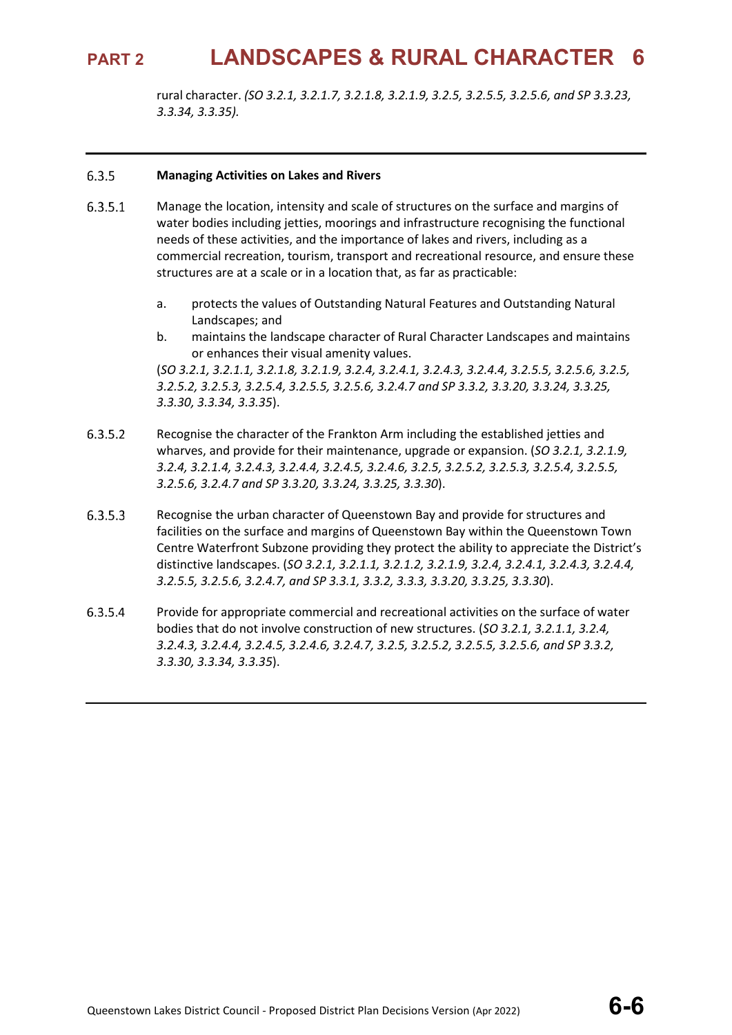rural character. *(SO 3.2.1, 3.2.1.7, 3.2.1.8, 3.2.1.9, 3.2.5, 3.2.5.5, 3.2.5.6, and SP 3.3.23, 3.3.34, 3.3.35).*

---

6.3.5 **Managing Activities on Lakes and Rivers**

6.3.5.1 Manage the location, intensity and scale of structures on the surface and margins of water bodies including jetties, moorings and infrastructure recognising the functional needs of these activities, and the importance of lakes and rivers, including as a commercial recreation, tourism, transport and recreational resource, and ensure these structures are at a scale or in a location that, as far as practicable:

a. protects the values of Outstanding Natural Features and Outstanding Natural Landscapes; and

b. maintains the landscape character of Rural Character Landscapes and maintains or enhances their visual amenity values.

(*SO 3.2.1, 3.2.1.1, 3.2.1.8, 3.2.1.9, 3.2.4, 3.2.4.1, 3.2.4.3, 3.2.4.4, 3.2.5.5, 3.2.5.6, 3.2.5, 3.2.5.2, 3.2.5.3, 3.2.5.4, 3.2.5.5, 3.2.5.6, 3.2.4.7 and SP 3.3.2, 3.3.20, 3.3.24, 3.3.25, 3.3.30, 3.3.34, 3.3.35*).

6.3.5.2 Recognise the character of the Frankton Arm including the established jetties and wharves, and provide for their maintenance, upgrade or expansion. (*SO 3.2.1, 3.2.1.9, 3.2.4, 3.2.1.4, 3.2.4.3, 3.2.4.4, 3.2.4.5, 3.2.4.6, 3.2.5, 3.2.5.2, 3.2.5.3, 3.2.5.4, 3.2.5.5, 3.2.5.6, 3.2.4.7 and SP 3.3.20, 3.3.24, 3.3.25, 3.3.30*).

6.3.5.3 Recognise the urban character of Queenstown Bay and provide for structures and facilities on the surface and margins of Queenstown Bay within the Queenstown Town Centre Waterfront Subzone providing they protect the ability to appreciate the District's distinctive landscapes. (*SO 3.2.1, 3.2.1.1, 3.2.1.2, 3.2.1.9, 3.2.4, 3.2.4.1, 3.2.4.3, 3.2.4.4, 3.2.5.5, 3.2.5.6, 3.2.4.7, and SP 3.3.1, 3.3.2, 3.3.3, 3.3.20, 3.3.25, 3.3.30*).

6.3.5.4 Provide for appropriate commercial and recreational activities on the surface of water bodies that do not involve construction of new structures. (*SO 3.2.1, 3.2.1.1, 3.2.4, 3.2.4.3, 3.2.4.4, 3.2.4.5, 3.2.4.6, 3.2.4.7, 3.2.5, 3.2.5.2, 3.2.5.5, 3.2.5.6, and SP 3.3.2, 3.3.30, 3.3.34, 3.3.35*).

---